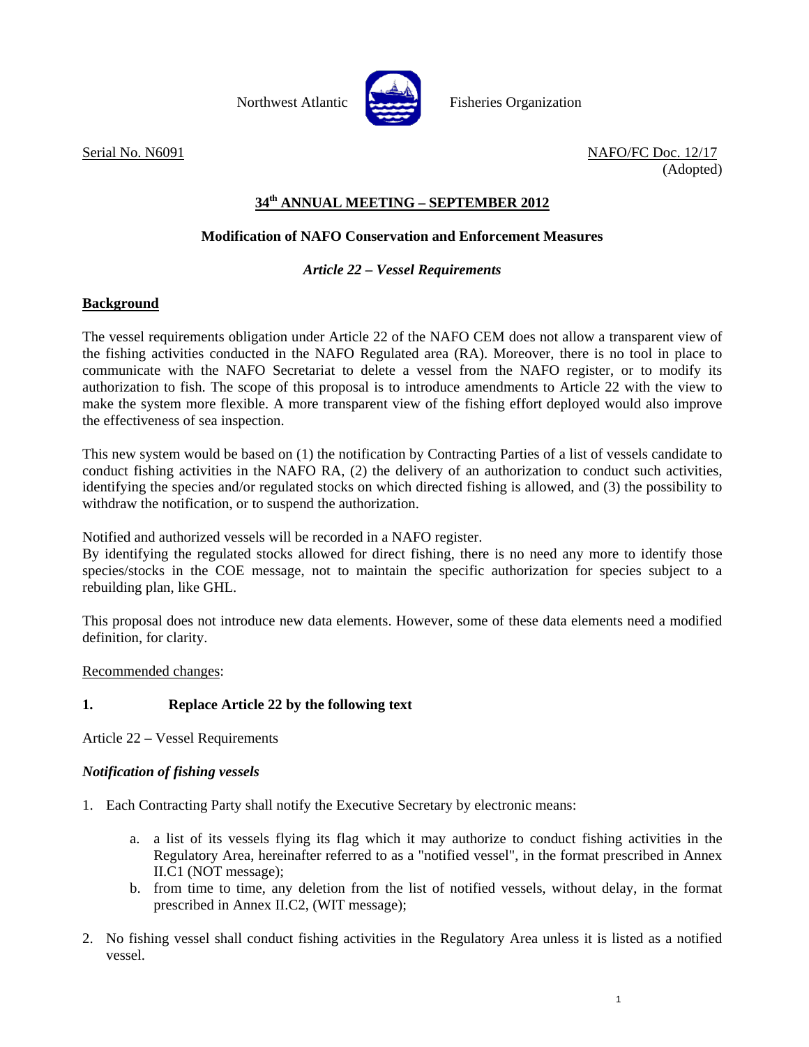Northwest Atlantic Fisheries Organization

Serial No. N6091 NAFO/FC Doc. 12/17
(Adopted)

## 34th ANNUAL MEETING – SEPTEMBER 2012

### Modification of NAFO Conservation and Enforcement Measures

*Article 22 – Vessel Requirements*

**Background**

The vessel requirements obligation under Article 22 of the NAFO CEM does not allow a transparent view of the fishing activities conducted in the NAFO Regulated area (RA). Moreover, there is no tool in place to communicate with the NAFO Secretariat to delete a vessel from the NAFO register, or to modify its authorization to fish. The scope of this proposal is to introduce amendments to Article 22 with the view to make the system more flexible. A more transparent view of the fishing effort deployed would also improve the effectiveness of sea inspection.

This new system would be based on (1) the notification by Contracting Parties of a list of vessels candidate to conduct fishing activities in the NAFO RA, (2) the delivery of an authorization to conduct such activities, identifying the species and/or regulated stocks on which directed fishing is allowed, and (3) the possibility to withdraw the notification, or to suspend the authorization.

Notified and authorized vessels will be recorded in a NAFO register.
By identifying the regulated stocks allowed for direct fishing, there is no need any more to identify those species/stocks in the COE message, not to maintain the specific authorization for species subject to a rebuilding plan, like GHL.

This proposal does not introduce new data elements. However, some of these data elements need a modified definition, for clarity.

Recommended changes:

**1. Replace Article 22 by the following text**

Article 22 – Vessel Requirements

***Notification of fishing vessels***

1. Each Contracting Party shall notify the Executive Secretary by electronic means:
   a. a list of its vessels flying its flag which it may authorize to conduct fishing activities in the Regulatory Area, hereinafter referred to as a "notified vessel", in the format prescribed in Annex II.C1 (NOT message);
   b. from time to time, any deletion from the list of notified vessels, without delay, in the format prescribed in Annex II.C2, (WIT message);
2. No fishing vessel shall conduct fishing activities in the Regulatory Area unless it is listed as a notified vessel.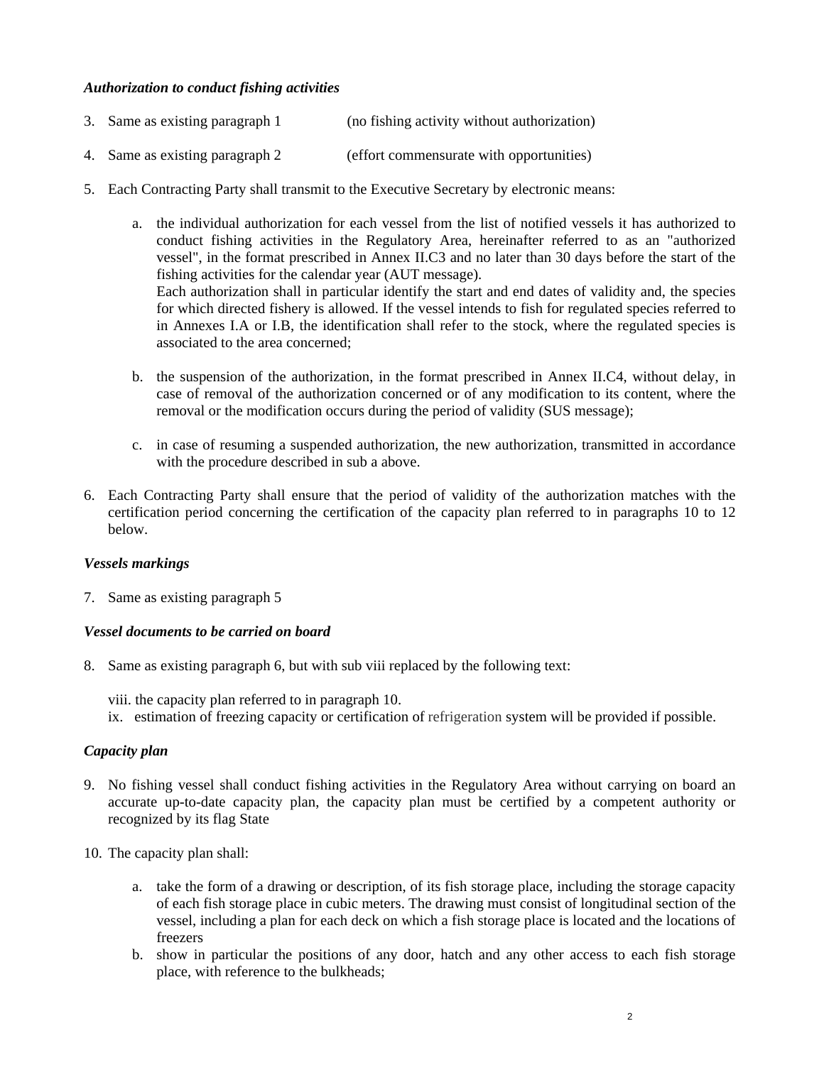***Authorization to conduct fishing activities***

3. Same as existing paragraph 1 (no fishing activity without authorization)

4. Same as existing paragraph 2 (effort commensurate with opportunities)

5. Each Contracting Party shall transmit to the Executive Secretary by electronic means:

   a. the individual authorization for each vessel from the list of notified vessels it has authorized to conduct fishing activities in the Regulatory Area, hereinafter referred to as an "authorized vessel", in the format prescribed in Annex II.C3 and no later than 30 days before the start of the fishing activities for the calendar year (AUT message).
   Each authorization shall in particular identify the start and end dates of validity and, the species for which directed fishery is allowed. If the vessel intends to fish for regulated species referred to in Annexes I.A or I.B, the identification shall refer to the stock, where the regulated species is associated to the area concerned;

   b. the suspension of the authorization, in the format prescribed in Annex II.C4, without delay, in case of removal of the authorization concerned or of any modification to its content, where the removal or the modification occurs during the period of validity (SUS message);

   c. in case of resuming a suspended authorization, the new authorization, transmitted in accordance with the procedure described in sub a above.

6. Each Contracting Party shall ensure that the period of validity of the authorization matches with the certification period concerning the certification of the capacity plan referred to in paragraphs 10 to 12 below.

***Vessels markings***

7. Same as existing paragraph 5

***Vessel documents to be carried on board***

8. Same as existing paragraph 6, but with sub viii replaced by the following text:

   viii. the capacity plan referred to in paragraph 10.
   ix. estimation of freezing capacity or certification of refrigeration system will be provided if possible.

***Capacity plan***

9. No fishing vessel shall conduct fishing activities in the Regulatory Area without carrying on board an accurate up-to-date capacity plan, the capacity plan must be certified by a competent authority or recognized by its flag State

10. The capacity plan shall:

    a. take the form of a drawing or description, of its fish storage place, including the storage capacity of each fish storage place in cubic meters. The drawing must consist of longitudinal section of the vessel, including a plan for each deck on which a fish storage place is located and the locations of freezers
    b. show in particular the positions of any door, hatch and any other access to each fish storage place, with reference to the bulkheads;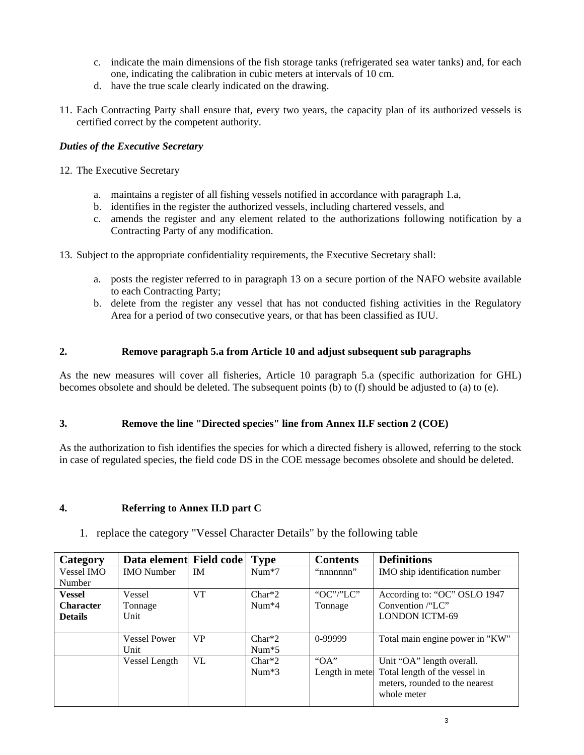c. indicate the main dimensions of the fish storage tanks (refrigerated sea water tanks) and, for each one, indicating the calibration in cubic meters at intervals of 10 cm.
d. have the true scale clearly indicated on the drawing.

11. Each Contracting Party shall ensure that, every two years, the capacity plan of its authorized vessels is certified correct by the competent authority.

***Duties of the Executive Secretary***

12. The Executive Secretary

    a. maintains a register of all fishing vessels notified in accordance with paragraph 1.a,
    b. identifies in the register the authorized vessels, including chartered vessels, and
    c. amends the register and any element related to the authorizations following notification by a Contracting Party of any modification.

13. Subject to the appropriate confidentiality requirements, the Executive Secretary shall:

    a. posts the register referred to in paragraph 13 on a secure portion of the NAFO website available to each Contracting Party;
    b. delete from the register any vessel that has not conducted fishing activities in the Regulatory Area for a period of two consecutive years, or that has been classified as IUU.

**2. Remove paragraph 5.a from Article 10 and adjust subsequent sub paragraphs**

As the new measures will cover all fisheries, Article 10 paragraph 5.a (specific authorization for GHL) becomes obsolete and should be deleted. The subsequent points (b) to (f) should be adjusted to (a) to (e).

**3. Remove the line "Directed species" line from Annex II.F section 2 (COE)**

As the authorization to fish identifies the species for which a directed fishery is allowed, referring to the stock in case of regulated species, the field code DS in the COE message becomes obsolete and should be deleted.

**4. Referring to Annex II.D part C**

1. replace the category "Vessel Character Details" by the following table

| **Category** | **Data element** | **Field code** | **Type** | **Contents** | **Definitions** |
|---|---|---|---|---|---|
| Vessel IMO Number | IMO Number | IM | Num*7 | “nnnnnnn” | IMO ship identification number |
| **Vessel Character Details** | Vessel Tonnage Unit | VT | Char*2 Num*4 | “OC”/”LC” Tonnage | According to: “OC” OSLO 1947 Convention /“LC” LONDON ICTM-69 |
| | Vessel Power Unit | VP | Char*2 Num*5 | 0-99999 | Total main engine power in "KW" |
| | Vessel Length | VL | Char*2 Num*3 | “OA” Length in mete | Unit “OA” length overall. Total length of the vessel in meters, rounded to the nearest whole meter |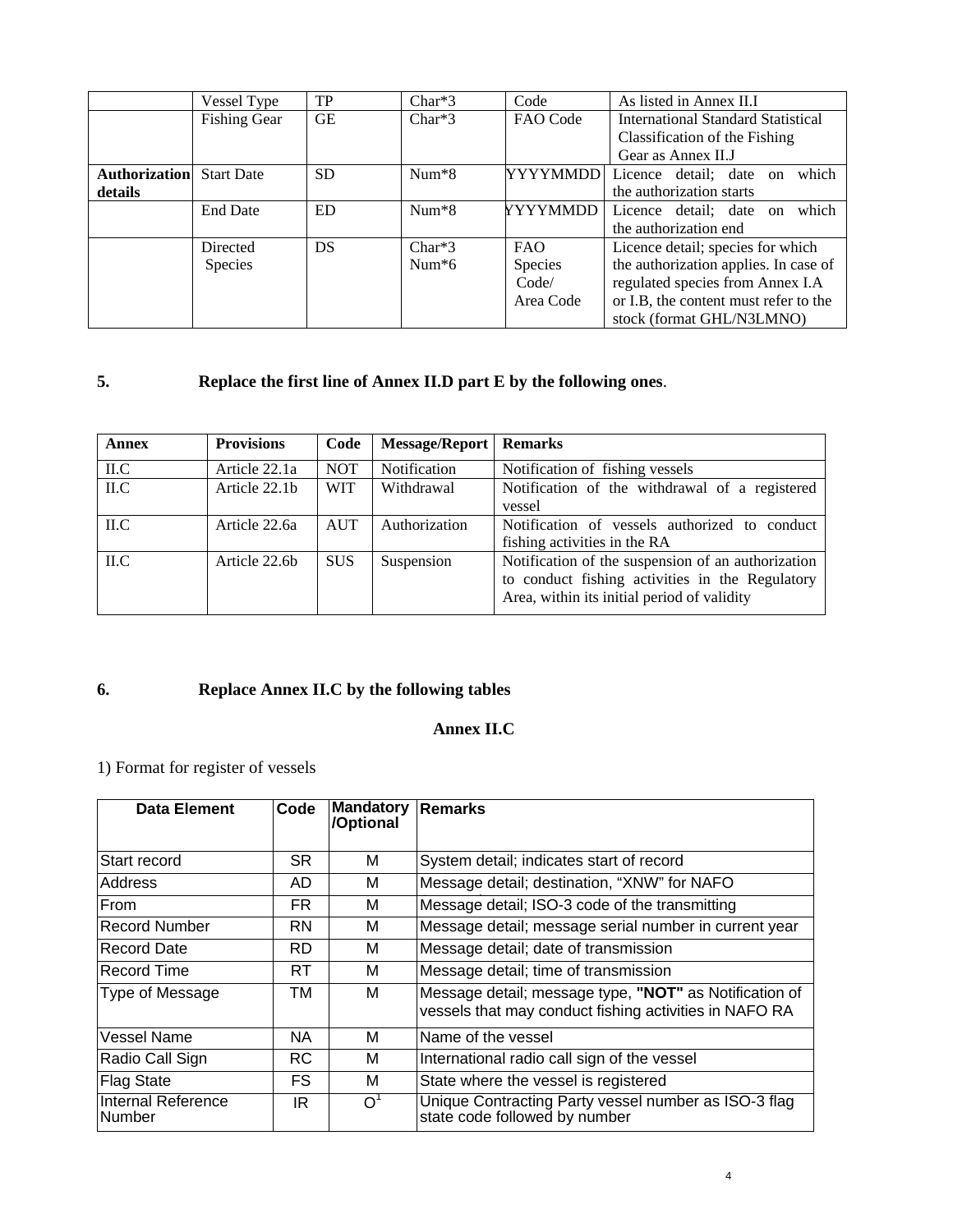| | | | | | |
|---|---|---|---|---|---|
| | Vessel Type | TP | Char*3 | Code | As listed in Annex II.I |
| | Fishing Gear | GE | Char*3 | FAO Code | International Standard Statistical Classification of the Fishing Gear as Annex II.J |
| **Authorization details** | Start Date | SD | Num*8 | YYYYMMDD | Licence detail; date on which the authorization starts |
| | End Date | ED | Num*8 | YYYYMMDD | Licence detail; date on which the authorization end |
| | Directed Species | DS | Char*3 Num*6 | FAO Species Code/ Area Code | Licence detail; species for which the authorization applies. In case of regulated species from Annex I.A or I.B, the content must refer to the stock (format GHL/N3LMNO) |

**5. Replace the first line of Annex II.D part E by the following ones**.

| Annex | Provisions | Code | Message/Report | Remarks |
|---|---|---|---|---|
| II.C | Article 22.1a | NOT | Notification | Notification of fishing vessels |
| II.C | Article 22.1b | WIT | Withdrawal | Notification of the withdrawal of a registered vessel |
| II.C | Article 22.6a | AUT | Authorization | Notification of vessels authorized to conduct fishing activities in the RA |
| II.C | Article 22.6b | SUS | Suspension | Notification of the suspension of an authorization to conduct fishing activities in the Regulatory Area, within its initial period of validity |

**6. Replace Annex II.C by the following tables**

**Annex II.C**

1) Format for register of vessels

| Data Element | Code | Mandatory /Optional | Remarks |
|---|---|---|---|
| Start record | SR | M | System detail; indicates start of record |
| Address | AD | M | Message detail; destination, "XNW" for NAFO |
| From | FR | M | Message detail; ISO-3 code of the transmitting |
| Record Number | RN | M | Message detail; message serial number in current year |
| Record Date | RD | M | Message detail; date of transmission |
| Record Time | RT | M | Message detail; time of transmission |
| Type of Message | TM | M | Message detail; message type, **"NOT"** as Notification of vessels that may conduct fishing activities in NAFO RA |
| Vessel Name | NA | M | Name of the vessel |
| Radio Call Sign | RC | M | International radio call sign of the vessel |
| Flag State | FS | M | State where the vessel is registered |
| Internal Reference Number | IR | O[1] | Unique Contracting Party vessel number as ISO-3 flag state code followed by number |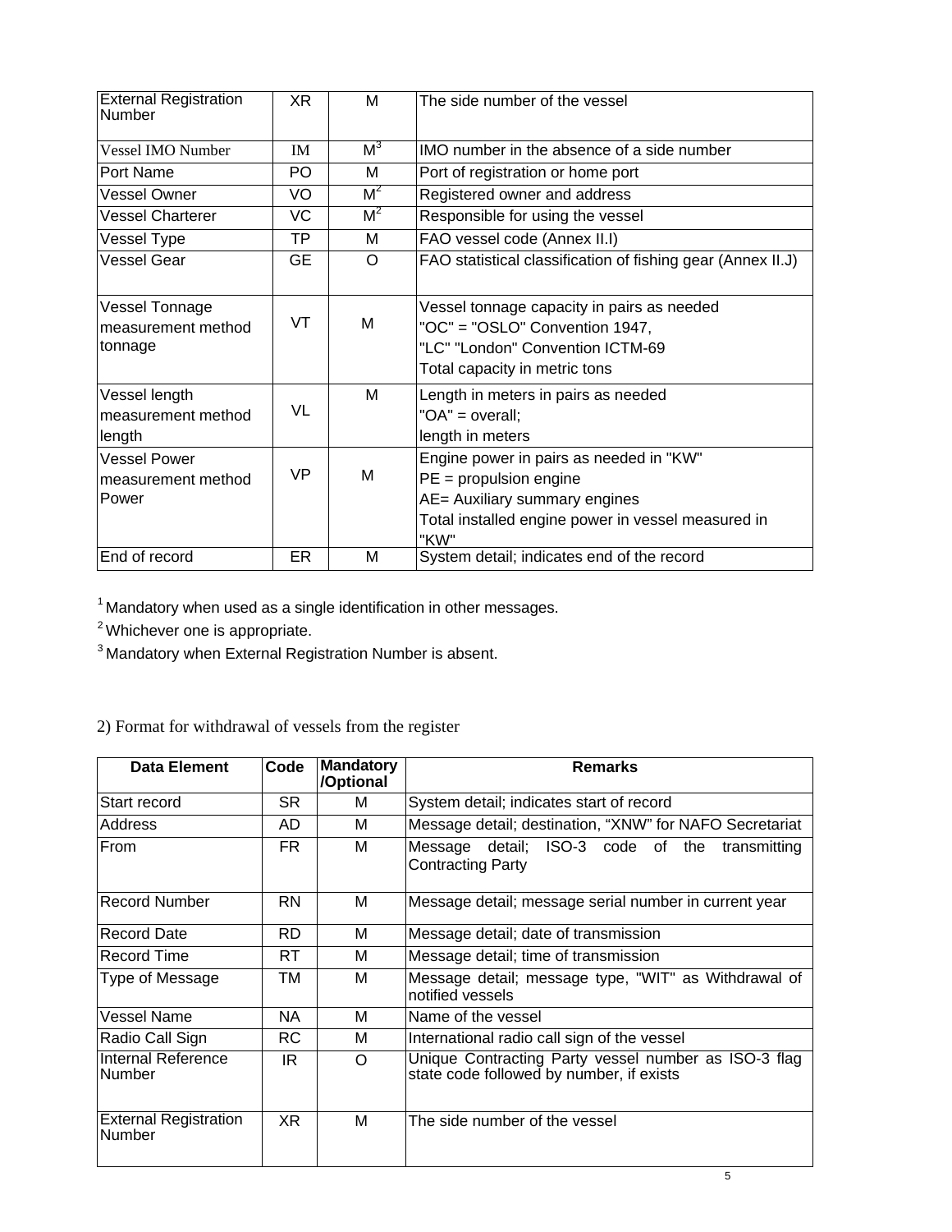| External Registration Number | XR | M | The side number of the vessel |
|---|---|---|---|
| Vessel IMO Number | IM | M[3] | IMO number in the absence of a side number |
| Port Name | PO | M | Port of registration or home port |
| Vessel Owner | VO | M[2] | Registered owner and address |
| Vessel Charterer | VC | M[2] | Responsible for using the vessel |
| Vessel Type | TP | M | FAO vessel code (Annex II.I) |
| Vessel Gear | GE | O | FAO statistical classification of fishing gear (Annex II.J) |
| Vessel Tonnage measurement method tonnage | VT | M | Vessel tonnage capacity in pairs as needed<br>"OC" = "OSLO" Convention 1947,<br>"LC" "London" Convention ICTM-69<br>Total capacity in metric tons |
| Vessel length measurement method length | VL | M | Length in meters in pairs as needed<br>"OA" = overall;<br>length in meters |
| Vessel Power measurement method Power | VP | M | Engine power in pairs as needed in "KW"<br>PE = propulsion engine<br>AE= Auxiliary summary engines<br>Total installed engine power in vessel measured in "KW" |
| End of record | ER | M | System detail; indicates end of the record |

[1] Mandatory when used as a single identification in other messages.

[2] Whichever one is appropriate.

[3] Mandatory when External Registration Number is absent.

2) Format for withdrawal of vessels from the register

| Data Element | Code | Mandatory /Optional | Remarks |
|---|---|---|---|
| Start record | SR | M | System detail; indicates start of record |
| Address | AD | M | Message detail; destination, “XNW” for NAFO Secretariat |
| From | FR | M | Message detail; ISO-3 code of the transmitting Contracting Party |
| Record Number | RN | M | Message detail; message serial number in current year |
| Record Date | RD | M | Message detail; date of transmission |
| Record Time | RT | M | Message detail; time of transmission |
| Type of Message | TM | M | Message detail; message type, "WIT" as Withdrawal of notified vessels |
| Vessel Name | NA | M | Name of the vessel |
| Radio Call Sign | RC | M | International radio call sign of the vessel |
| Internal Reference Number | IR | O | Unique Contracting Party vessel number as ISO-3 flag state code followed by number, if exists |
| External Registration Number | XR | M | The side number of the vessel |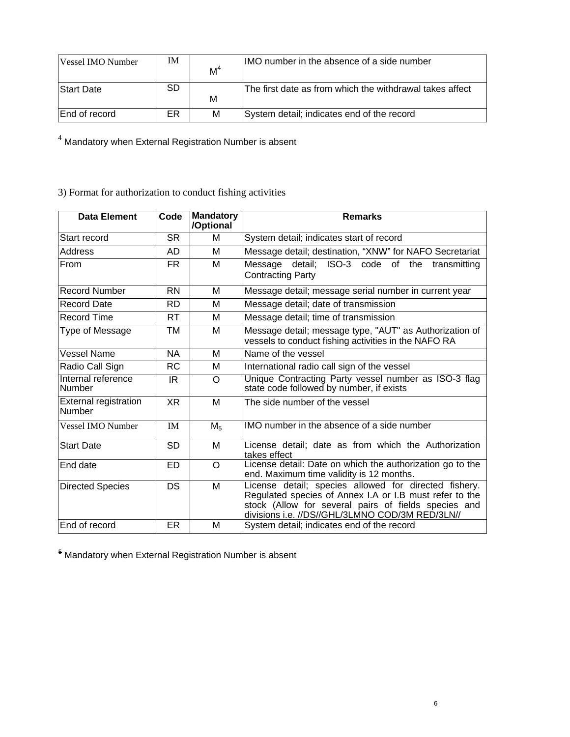| Vessel IMO Number | IM | M[4] | IMO number in the absence of a side number |
|---|---|---|---|
| Start Date | SD | M | The first date as from which the withdrawal takes affect |
| End of record | ER | M | System detail; indicates end of the record |

[4] Mandatory when External Registration Number is absent

3) Format for authorization to conduct fishing activities

| Data Element | Code | Mandatory /Optional | Remarks |
|---|---|---|---|
| Start record | SR | M | System detail; indicates start of record |
| Address | AD | M | Message detail; destination, “XNW” for NAFO Secretariat |
| From | FR | M | Message detail; ISO-3 code of the transmitting Contracting Party |
| Record Number | RN | M | Message detail; message serial number in current year |
| Record Date | RD | M | Message detail; date of transmission |
| Record Time | RT | M | Message detail; time of transmission |
| Type of Message | TM | M | Message detail; message type, "AUT" as Authorization of vessels to conduct fishing activities in the NAFO RA |
| Vessel Name | NA | M | Name of the vessel |
| Radio Call Sign | RC | M | International radio call sign of the vessel |
| Internal reference Number | IR | O | Unique Contracting Party vessel number as ISO-3 flag state code followed by number, if exists |
| External registration Number | XR | M | The side number of the vessel |
| Vessel IMO Number | IM | M[5] | IMO number in the absence of a side number |
| Start Date | SD | M | License detail; date as from which the Authorization takes effect |
| End date | ED | O | License detail: Date on which the authorization go to the end. Maximum time validity is 12 months. |
| Directed Species | DS | M | License detail; species allowed for directed fishery. Regulated species of Annex I.A or I.B must refer to the stock (Allow for several pairs of fields species and divisions i.e. //DS//GHL/3LMNO COD/3M RED/3LN// |
| End of record | ER | M | System detail; indicates end of the record |

[5] Mandatory when External Registration Number is absent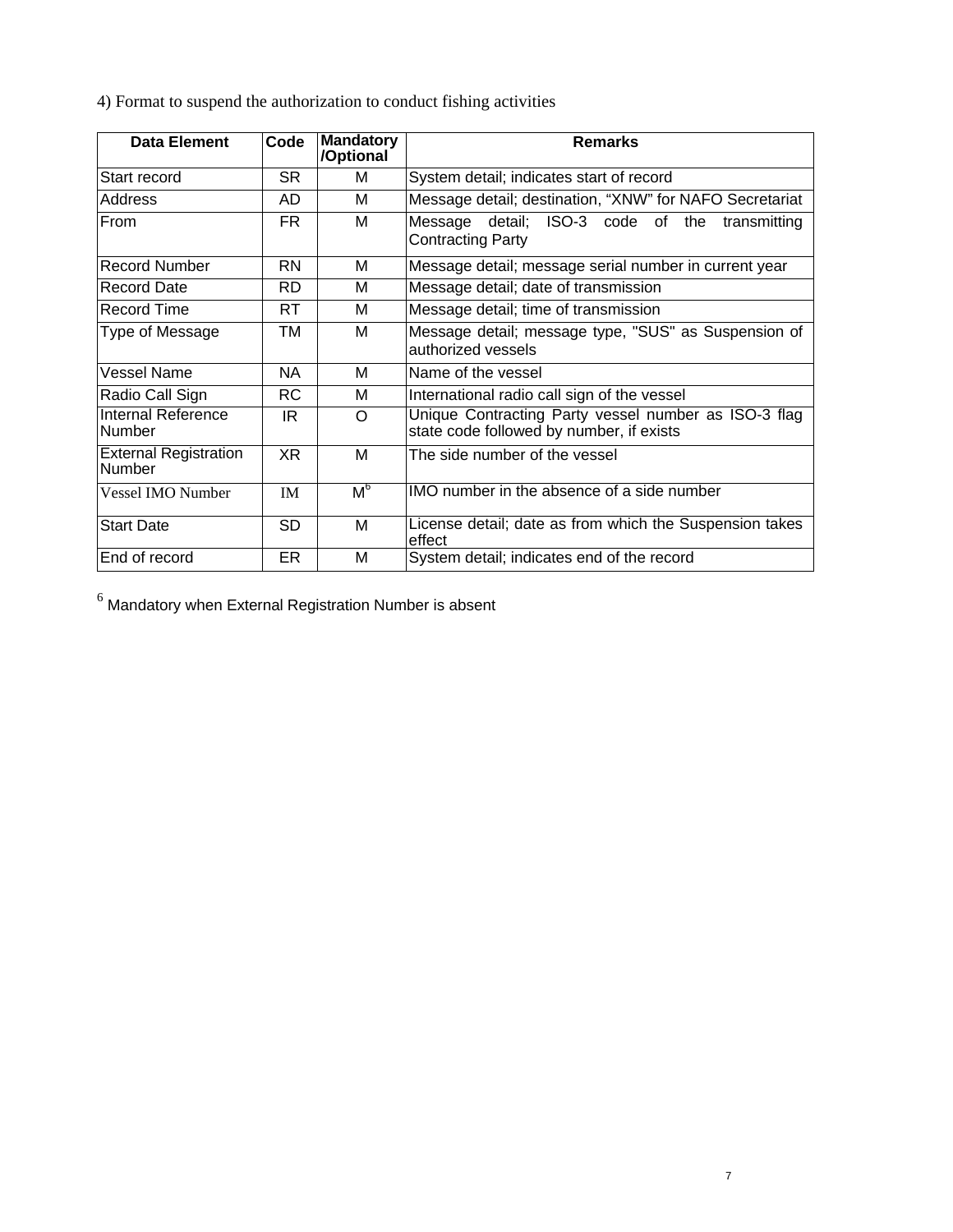4) Format to suspend the authorization to conduct fishing activities

| Data Element | Code | Mandatory /Optional | Remarks |
|---|---|---|---|
| Start record | SR | M | System detail; indicates start of record |
| Address | AD | M | Message detail; destination, "XNW" for NAFO Secretariat |
| From | FR | M | Message detail; ISO-3 code of the transmitting Contracting Party |
| Record Number | RN | M | Message detail; message serial number in current year |
| Record Date | RD | M | Message detail; date of transmission |
| Record Time | RT | M | Message detail; time of transmission |
| Type of Message | TM | M | Message detail; message type, "SUS" as Suspension of authorized vessels |
| Vessel Name | NA | M | Name of the vessel |
| Radio Call Sign | RC | M | International radio call sign of the vessel |
| Internal Reference Number | IR | O | Unique Contracting Party vessel number as ISO-3 flag state code followed by number, if exists |
| External Registration Number | XR | M | The side number of the vessel |
| Vessel IMO Number | IM | M[6] | IMO number in the absence of a side number |
| Start Date | SD | M | License detail; date as from which the Suspension takes effect |
| End of record | ER | M | System detail; indicates end of the record |

[6] Mandatory when External Registration Number is absent